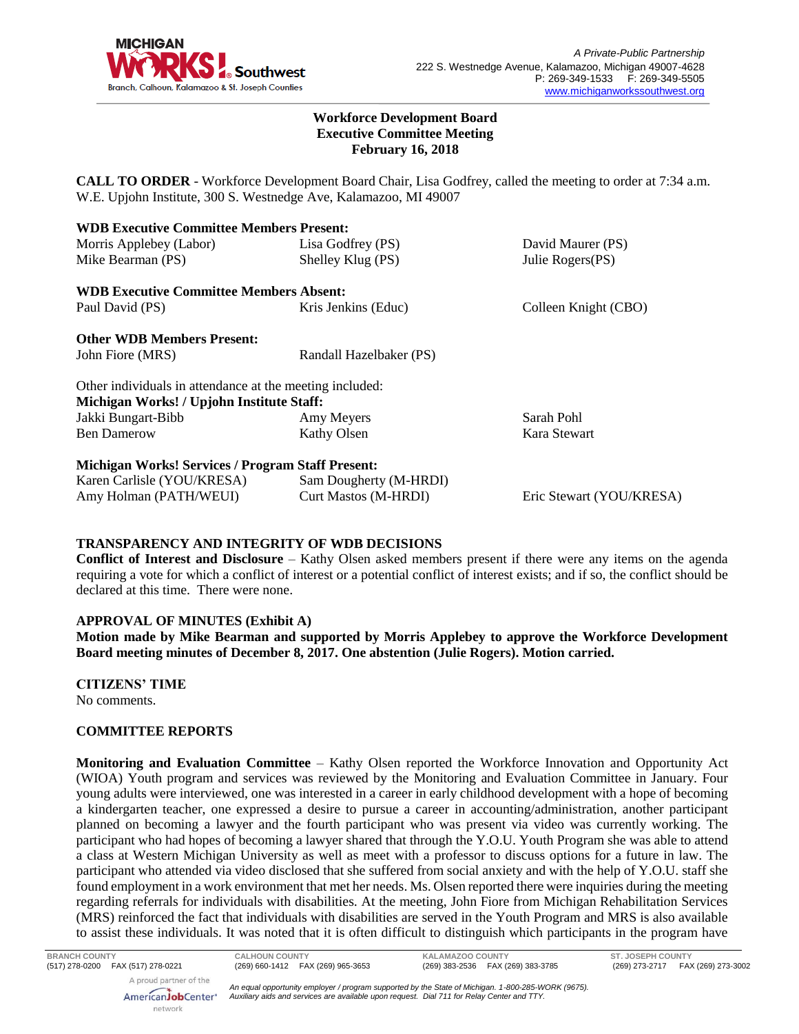A Private-Public Partnership
222 S. Westnedge Avenue, Kalamazoo, Michigan 49007-4628
P: 269-349-1533 F: 269-349-5505
www.michiganworkssouthwest.org

**Workforce Development Board**
**Executive Committee Meeting**
**February 16, 2018**

**CALL TO ORDER** - Workforce Development Board Chair, Lisa Godfrey, called the meeting to order at 7:34 a.m. W.E. Upjohn Institute, 300 S. Westnedge Ave, Kalamazoo, MI 49007

**WDB Executive Committee Members Present:**

| | | |
|---|---|---|
| Morris Applebey (Labor) | Lisa Godfrey (PS) | David Maurer (PS) |
| Mike Bearman (PS) | Shelley Klug (PS) | Julie Rogers(PS) |

**WDB Executive Committee Members Absent:**

| | | |
|---|---|---|
| Paul David (PS) | Kris Jenkins (Educ) | Colleen Knight (CBO) |

**Other WDB Members Present:**

| | |
|---|---|
| John Fiore (MRS) | Randall Hazelbaker (PS) |

Other individuals in attendance at the meeting included:

**Michigan Works! / Upjohn Institute Staff:**

| | | |
|---|---|---|
| Jakki Bungart-Bibb | Amy Meyers | Sarah Pohl |
| Ben Damerow | Kathy Olsen | Kara Stewart |

**Michigan Works! Services / Program Staff Present:**

| | | |
|---|---|---|
| Karen Carlisle (YOU/KRESA) | Sam Dougherty (M-HRDI) | |
| Amy Holman (PATH/WEUI) | Curt Mastos (M-HRDI) | Eric Stewart (YOU/KRESA) |

**TRANSPARENCY AND INTEGRITY OF WDB DECISIONS**

**Conflict of Interest and Disclosure** – Kathy Olsen asked members present if there were any items on the agenda requiring a vote for which a conflict of interest or a potential conflict of interest exists; and if so, the conflict should be declared at this time. There were none.

**APPROVAL OF MINUTES (Exhibit A)**

**Motion made by Mike Bearman and supported by Morris Applebey to approve the Workforce Development Board meeting minutes of December 8, 2017. One abstention (Julie Rogers). Motion carried.**

**CITIZENS' TIME**

No comments.

**COMMITTEE REPORTS**

**Monitoring and Evaluation Committee** – Kathy Olsen reported the Workforce Innovation and Opportunity Act (WIOA) Youth program and services was reviewed by the Monitoring and Evaluation Committee in January. Four young adults were interviewed, one was interested in a career in early childhood development with a hope of becoming a kindergarten teacher, one expressed a desire to pursue a career in accounting/administration, another participant planned on becoming a lawyer and the fourth participant who was present via video was currently working. The participant who had hopes of becoming a lawyer shared that through the Y.O.U. Youth Program she was able to attend a class at Western Michigan University as well as meet with a professor to discuss options for a future in law. The participant who attended via video disclosed that she suffered from social anxiety and with the help of Y.O.U. staff she found employment in a work environment that met her needs. Ms. Olsen reported there were inquiries during the meeting regarding referrals for individuals with disabilities. At the meeting, John Fiore from Michigan Rehabilitation Services (MRS) reinforced the fact that individuals with disabilities are served in the Youth Program and MRS is also available to assist these individuals. It was noted that it is often difficult to distinguish which participants in the program have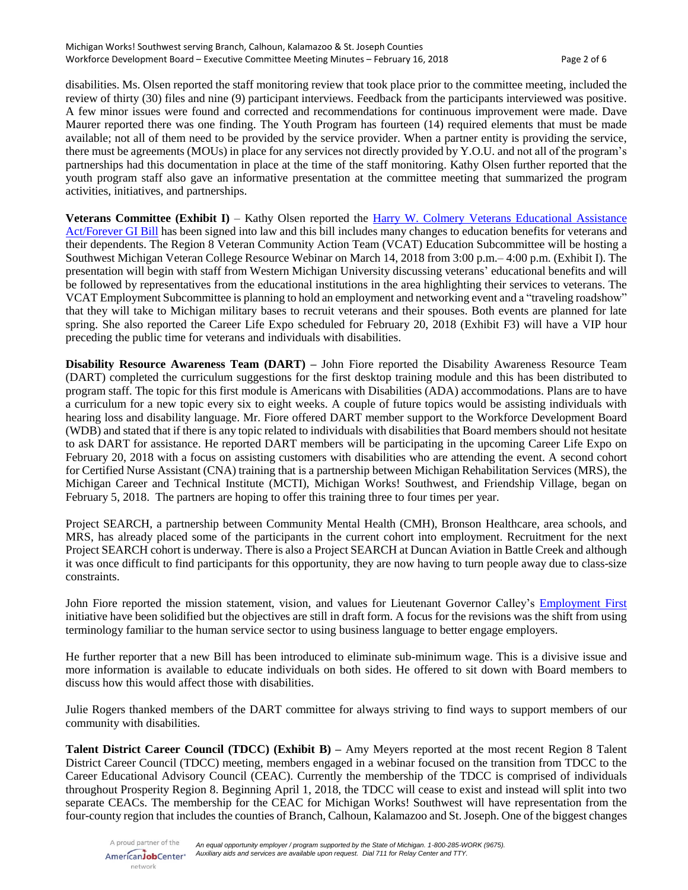disabilities. Ms. Olsen reported the staff monitoring review that took place prior to the committee meeting, included the review of thirty (30) files and nine (9) participant interviews. Feedback from the participants interviewed was positive. A few minor issues were found and corrected and recommendations for continuous improvement were made. Dave Maurer reported there was one finding. The Youth Program has fourteen (14) required elements that must be made available; not all of them need to be provided by the service provider. When a partner entity is providing the service, there must be agreements (MOUs) in place for any services not directly provided by Y.O.U. and not all of the program's partnerships had this documentation in place at the time of the staff monitoring. Kathy Olsen further reported that the youth program staff also gave an informative presentation at the committee meeting that summarized the program activities, initiatives, and partnerships.

**Veterans Committee (Exhibit I)** – Kathy Olsen reported the Harry W. Colmery Veterans Educational Assistance Act/Forever GI Bill has been signed into law and this bill includes many changes to education benefits for veterans and their dependents. The Region 8 Veteran Community Action Team (VCAT) Education Subcommittee will be hosting a Southwest Michigan Veteran College Resource Webinar on March 14, 2018 from 3:00 p.m.– 4:00 p.m. (Exhibit I). The presentation will begin with staff from Western Michigan University discussing veterans' educational benefits and will be followed by representatives from the educational institutions in the area highlighting their services to veterans. The VCAT Employment Subcommittee is planning to hold an employment and networking event and a "traveling roadshow" that they will take to Michigan military bases to recruit veterans and their spouses. Both events are planned for late spring. She also reported the Career Life Expo scheduled for February 20, 2018 (Exhibit F3) will have a VIP hour preceding the public time for veterans and individuals with disabilities.

**Disability Resource Awareness Team (DART) –** John Fiore reported the Disability Awareness Resource Team (DART) completed the curriculum suggestions for the first desktop training module and this has been distributed to program staff. The topic for this first module is Americans with Disabilities (ADA) accommodations. Plans are to have a curriculum for a new topic every six to eight weeks. A couple of future topics would be assisting individuals with hearing loss and disability language. Mr. Fiore offered DART member support to the Workforce Development Board (WDB) and stated that if there is any topic related to individuals with disabilities that Board members should not hesitate to ask DART for assistance. He reported DART members will be participating in the upcoming Career Life Expo on February 20, 2018 with a focus on assisting customers with disabilities who are attending the event. A second cohort for Certified Nurse Assistant (CNA) training that is a partnership between Michigan Rehabilitation Services (MRS), the Michigan Career and Technical Institute (MCTI), Michigan Works! Southwest, and Friendship Village, began on February 5, 2018. The partners are hoping to offer this training three to four times per year.

Project SEARCH, a partnership between Community Mental Health (CMH), Bronson Healthcare, area schools, and MRS, has already placed some of the participants in the current cohort into employment. Recruitment for the next Project SEARCH cohort is underway. There is also a Project SEARCH at Duncan Aviation in Battle Creek and although it was once difficult to find participants for this opportunity, they are now having to turn people away due to class-size constraints.

John Fiore reported the mission statement, vision, and values for Lieutenant Governor Calley's Employment First initiative have been solidified but the objectives are still in draft form. A focus for the revisions was the shift from using terminology familiar to the human service sector to using business language to better engage employers.

He further reporter that a new Bill has been introduced to eliminate sub-minimum wage. This is a divisive issue and more information is available to educate individuals on both sides. He offered to sit down with Board members to discuss how this would affect those with disabilities.

Julie Rogers thanked members of the DART committee for always striving to find ways to support members of our community with disabilities.

**Talent District Career Council (TDCC) (Exhibit B) –** Amy Meyers reported at the most recent Region 8 Talent District Career Council (TDCC) meeting, members engaged in a webinar focused on the transition from TDCC to the Career Educational Advisory Council (CEAC). Currently the membership of the TDCC is comprised of individuals throughout Prosperity Region 8. Beginning April 1, 2018, the TDCC will cease to exist and instead will split into two separate CEACs. The membership for the CEAC for Michigan Works! Southwest will have representation from the four-county region that includes the counties of Branch, Calhoun, Kalamazoo and St. Joseph. One of the biggest changes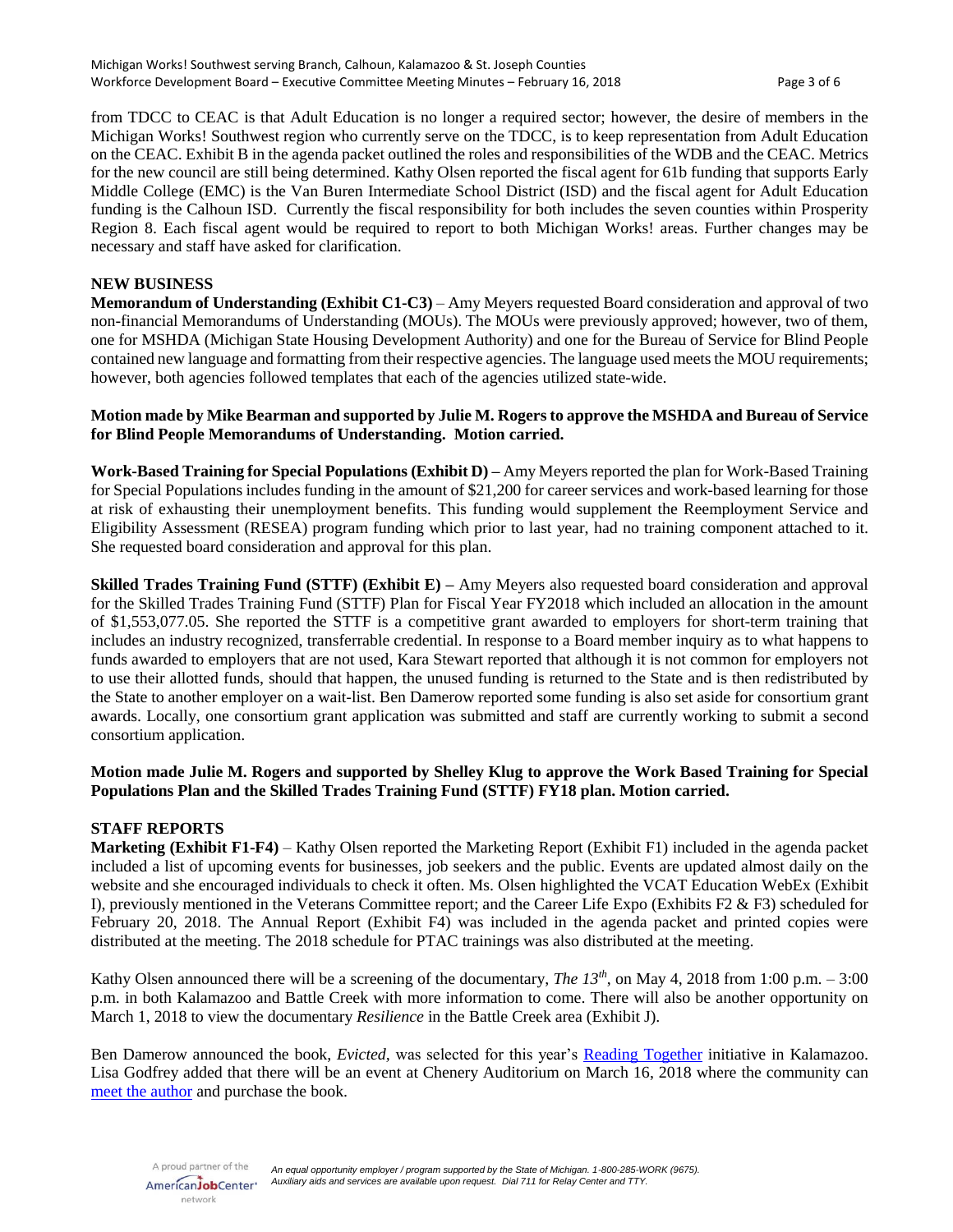from TDCC to CEAC is that Adult Education is no longer a required sector; however, the desire of members in the Michigan Works! Southwest region who currently serve on the TDCC, is to keep representation from Adult Education on the CEAC. Exhibit B in the agenda packet outlined the roles and responsibilities of the WDB and the CEAC. Metrics for the new council are still being determined. Kathy Olsen reported the fiscal agent for 61b funding that supports Early Middle College (EMC) is the Van Buren Intermediate School District (ISD) and the fiscal agent for Adult Education funding is the Calhoun ISD. Currently the fiscal responsibility for both includes the seven counties within Prosperity Region 8. Each fiscal agent would be required to report to both Michigan Works! areas. Further changes may be necessary and staff have asked for clarification.

**NEW BUSINESS**

**Memorandum of Understanding (Exhibit C1-C3)** – Amy Meyers requested Board consideration and approval of two non-financial Memorandums of Understanding (MOUs). The MOUs were previously approved; however, two of them, one for MSHDA (Michigan State Housing Development Authority) and one for the Bureau of Service for Blind People contained new language and formatting from their respective agencies. The language used meets the MOU requirements; however, both agencies followed templates that each of the agencies utilized state-wide.

**Motion made by Mike Bearman and supported by Julie M. Rogers to approve the MSHDA and Bureau of Service for Blind People Memorandums of Understanding. Motion carried.**

**Work-Based Training for Special Populations (Exhibit D) –** Amy Meyers reported the plan for Work-Based Training for Special Populations includes funding in the amount of $21,200 for career services and work-based learning for those at risk of exhausting their unemployment benefits. This funding would supplement the Reemployment Service and Eligibility Assessment (RESEA) program funding which prior to last year, had no training component attached to it. She requested board consideration and approval for this plan.

**Skilled Trades Training Fund (STTF) (Exhibit E) –** Amy Meyers also requested board consideration and approval for the Skilled Trades Training Fund (STTF) Plan for Fiscal Year FY2018 which included an allocation in the amount of $1,553,077.05. She reported the STTF is a competitive grant awarded to employers for short-term training that includes an industry recognized, transferrable credential. In response to a Board member inquiry as to what happens to funds awarded to employers that are not used, Kara Stewart reported that although it is not common for employers not to use their allotted funds, should that happen, the unused funding is returned to the State and is then redistributed by the State to another employer on a wait-list. Ben Damerow reported some funding is also set aside for consortium grant awards. Locally, one consortium grant application was submitted and staff are currently working to submit a second consortium application.

**Motion made Julie M. Rogers and supported by Shelley Klug to approve the Work Based Training for Special Populations Plan and the Skilled Trades Training Fund (STTF) FY18 plan. Motion carried.**

**STAFF REPORTS**

**Marketing (Exhibit F1-F4)** – Kathy Olsen reported the Marketing Report (Exhibit F1) included in the agenda packet included a list of upcoming events for businesses, job seekers and the public. Events are updated almost daily on the website and she encouraged individuals to check it often. Ms. Olsen highlighted the VCAT Education WebEx (Exhibit I), previously mentioned in the Veterans Committee report; and the Career Life Expo (Exhibits F2 & F3) scheduled for February 20, 2018. The Annual Report (Exhibit F4) was included in the agenda packet and printed copies were distributed at the meeting. The 2018 schedule for PTAC trainings was also distributed at the meeting.

Kathy Olsen announced there will be a screening of the documentary, *The 13th*, on May 4, 2018 from 1:00 p.m. – 3:00 p.m. in both Kalamazoo and Battle Creek with more information to come. There will also be another opportunity on March 1, 2018 to view the documentary *Resilience* in the Battle Creek area (Exhibit J).

Ben Damerow announced the book, *Evicted*, was selected for this year's Reading Together initiative in Kalamazoo. Lisa Godfrey added that there will be an event at Chenery Auditorium on March 16, 2018 where the community can meet the author and purchase the book.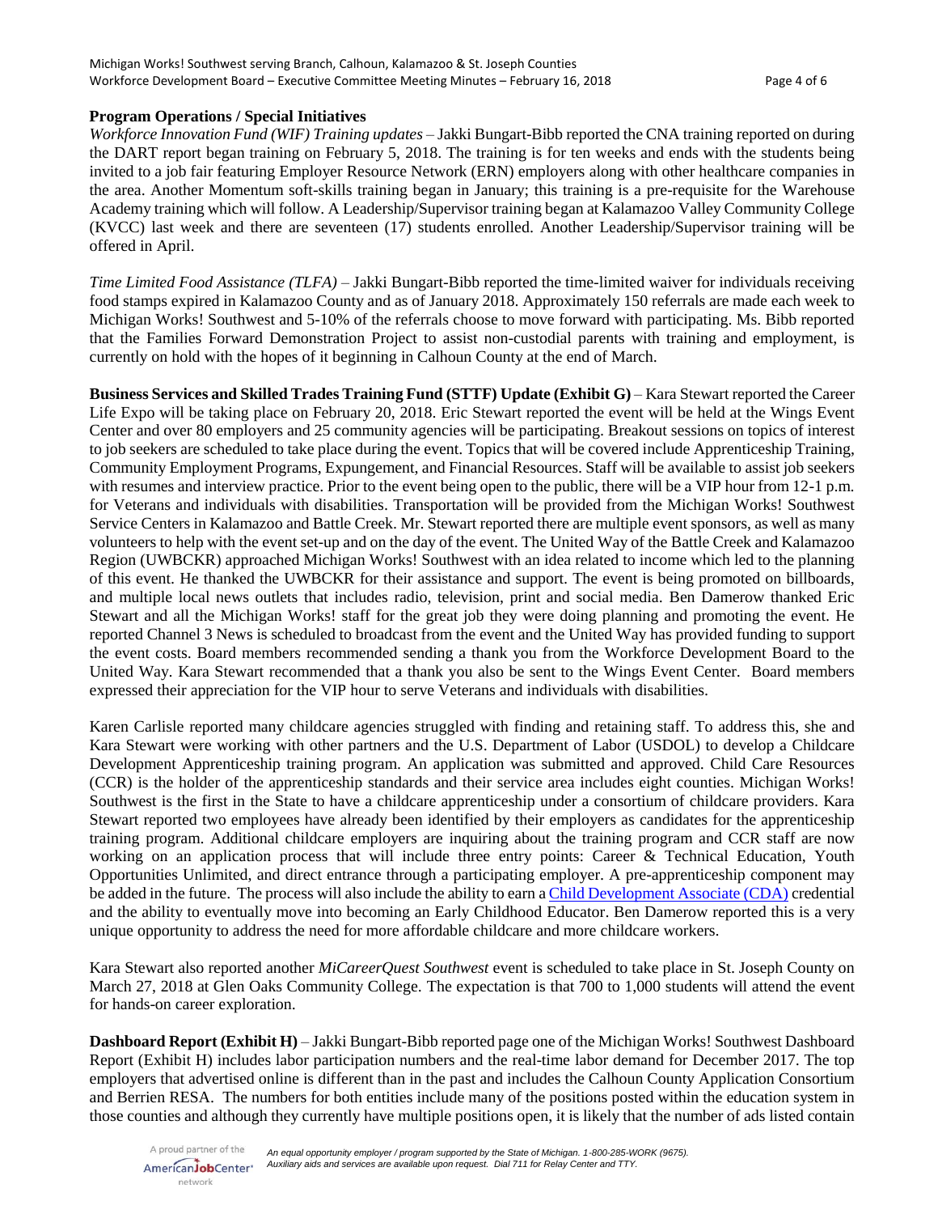**Program Operations / Special Initiatives**

*Workforce Innovation Fund (WIF) Training updates* – Jakki Bungart-Bibb reported the CNA training reported on during the DART report began training on February 5, 2018. The training is for ten weeks and ends with the students being invited to a job fair featuring Employer Resource Network (ERN) employers along with other healthcare companies in the area. Another Momentum soft-skills training began in January; this training is a pre-requisite for the Warehouse Academy training which will follow. A Leadership/Supervisor training began at Kalamazoo Valley Community College (KVCC) last week and there are seventeen (17) students enrolled. Another Leadership/Supervisor training will be offered in April.

*Time Limited Food Assistance (TLFA)* – Jakki Bungart-Bibb reported the time-limited waiver for individuals receiving food stamps expired in Kalamazoo County and as of January 2018. Approximately 150 referrals are made each week to Michigan Works! Southwest and 5-10% of the referrals choose to move forward with participating. Ms. Bibb reported that the Families Forward Demonstration Project to assist non-custodial parents with training and employment, is currently on hold with the hopes of it beginning in Calhoun County at the end of March.

**Business Services and Skilled Trades Training Fund (STTF) Update (Exhibit G)** – Kara Stewart reported the Career Life Expo will be taking place on February 20, 2018. Eric Stewart reported the event will be held at the Wings Event Center and over 80 employers and 25 community agencies will be participating. Breakout sessions on topics of interest to job seekers are scheduled to take place during the event. Topics that will be covered include Apprenticeship Training, Community Employment Programs, Expungement, and Financial Resources. Staff will be available to assist job seekers with resumes and interview practice. Prior to the event being open to the public, there will be a VIP hour from 12-1 p.m. for Veterans and individuals with disabilities. Transportation will be provided from the Michigan Works! Southwest Service Centers in Kalamazoo and Battle Creek. Mr. Stewart reported there are multiple event sponsors, as well as many volunteers to help with the event set-up and on the day of the event. The United Way of the Battle Creek and Kalamazoo Region (UWBCKR) approached Michigan Works! Southwest with an idea related to income which led to the planning of this event. He thanked the UWBCKR for their assistance and support. The event is being promoted on billboards, and multiple local news outlets that includes radio, television, print and social media. Ben Damerow thanked Eric Stewart and all the Michigan Works! staff for the great job they were doing planning and promoting the event. He reported Channel 3 News is scheduled to broadcast from the event and the United Way has provided funding to support the event costs. Board members recommended sending a thank you from the Workforce Development Board to the United Way. Kara Stewart recommended that a thank you also be sent to the Wings Event Center. Board members expressed their appreciation for the VIP hour to serve Veterans and individuals with disabilities.

Karen Carlisle reported many childcare agencies struggled with finding and retaining staff. To address this, she and Kara Stewart were working with other partners and the U.S. Department of Labor (USDOL) to develop a Childcare Development Apprenticeship training program. An application was submitted and approved. Child Care Resources (CCR) is the holder of the apprenticeship standards and their service area includes eight counties. Michigan Works! Southwest is the first in the State to have a childcare apprenticeship under a consortium of childcare providers. Kara Stewart reported two employees have already been identified by their employers as candidates for the apprenticeship training program. Additional childcare employers are inquiring about the training program and CCR staff are now working on an application process that will include three entry points: Career & Technical Education, Youth Opportunities Unlimited, and direct entrance through a participating employer. A pre-apprenticeship component may be added in the future. The process will also include the ability to earn a Child Development Associate (CDA) credential and the ability to eventually move into becoming an Early Childhood Educator. Ben Damerow reported this is a very unique opportunity to address the need for more affordable childcare and more childcare workers.

Kara Stewart also reported another *MiCareerQuest Southwest* event is scheduled to take place in St. Joseph County on March 27, 2018 at Glen Oaks Community College. The expectation is that 700 to 1,000 students will attend the event for hands-on career exploration.

**Dashboard Report (Exhibit H)** – Jakki Bungart-Bibb reported page one of the Michigan Works! Southwest Dashboard Report (Exhibit H) includes labor participation numbers and the real-time labor demand for December 2017. The top employers that advertised online is different than in the past and includes the Calhoun County Application Consortium and Berrien RESA. The numbers for both entities include many of the positions posted within the education system in those counties and although they currently have multiple positions open, it is likely that the number of ads listed contain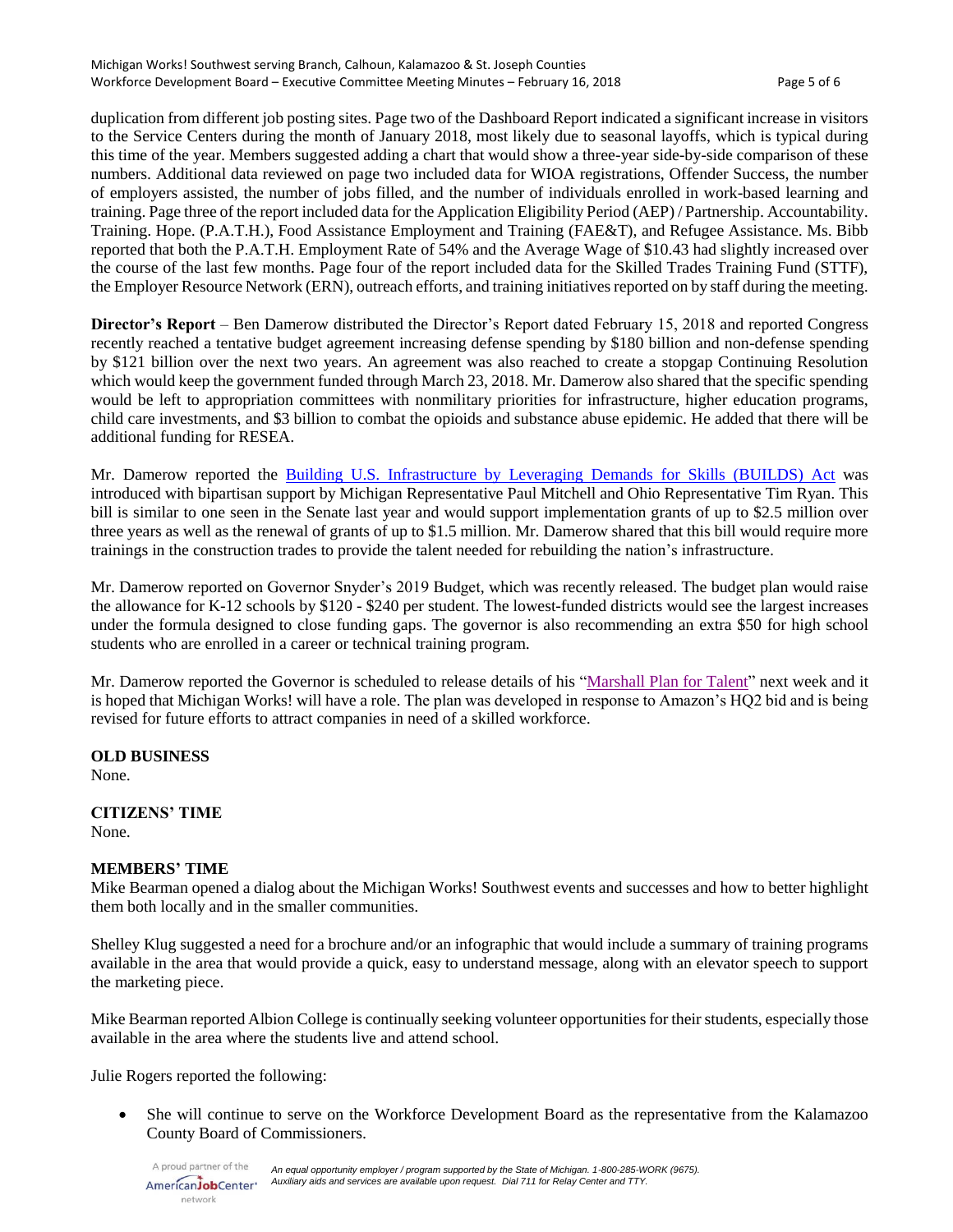duplication from different job posting sites. Page two of the Dashboard Report indicated a significant increase in visitors to the Service Centers during the month of January 2018, most likely due to seasonal layoffs, which is typical during this time of the year. Members suggested adding a chart that would show a three-year side-by-side comparison of these numbers. Additional data reviewed on page two included data for WIOA registrations, Offender Success, the number of employers assisted, the number of jobs filled, and the number of individuals enrolled in work-based learning and training. Page three of the report included data for the Application Eligibility Period (AEP) / Partnership. Accountability. Training. Hope. (P.A.T.H.), Food Assistance Employment and Training (FAE&T), and Refugee Assistance. Ms. Bibb reported that both the P.A.T.H. Employment Rate of 54% and the Average Wage of $10.43 had slightly increased over the course of the last few months. Page four of the report included data for the Skilled Trades Training Fund (STTF), the Employer Resource Network (ERN), outreach efforts, and training initiatives reported on by staff during the meeting.

**Director's Report** – Ben Damerow distributed the Director's Report dated February 15, 2018 and reported Congress recently reached a tentative budget agreement increasing defense spending by $180 billion and non-defense spending by $121 billion over the next two years. An agreement was also reached to create a stopgap Continuing Resolution which would keep the government funded through March 23, 2018. Mr. Damerow also shared that the specific spending would be left to appropriation committees with nonmilitary priorities for infrastructure, higher education programs, child care investments, and $3 billion to combat the opioids and substance abuse epidemic. He added that there will be additional funding for RESEA.

Mr. Damerow reported the Building U.S. Infrastructure by Leveraging Demands for Skills (BUILDS) Act was introduced with bipartisan support by Michigan Representative Paul Mitchell and Ohio Representative Tim Ryan. This bill is similar to one seen in the Senate last year and would support implementation grants of up to $2.5 million over three years as well as the renewal of grants of up to $1.5 million. Mr. Damerow shared that this bill would require more trainings in the construction trades to provide the talent needed for rebuilding the nation's infrastructure.

Mr. Damerow reported on Governor Snyder's 2019 Budget, which was recently released. The budget plan would raise the allowance for K-12 schools by $120 - $240 per student. The lowest-funded districts would see the largest increases under the formula designed to close funding gaps. The governor is also recommending an extra $50 for high school students who are enrolled in a career or technical training program.

Mr. Damerow reported the Governor is scheduled to release details of his "Marshall Plan for Talent" next week and it is hoped that Michigan Works! will have a role. The plan was developed in response to Amazon's HQ2 bid and is being revised for future efforts to attract companies in need of a skilled workforce.

**OLD BUSINESS**
None.

**CITIZENS' TIME**
None.

**MEMBERS' TIME**
Mike Bearman opened a dialog about the Michigan Works! Southwest events and successes and how to better highlight them both locally and in the smaller communities.

Shelley Klug suggested a need for a brochure and/or an infographic that would include a summary of training programs available in the area that would provide a quick, easy to understand message, along with an elevator speech to support the marketing piece.

Mike Bearman reported Albion College is continually seeking volunteer opportunities for their students, especially those available in the area where the students live and attend school.

Julie Rogers reported the following:

- She will continue to serve on the Workforce Development Board as the representative from the Kalamazoo County Board of Commissioners.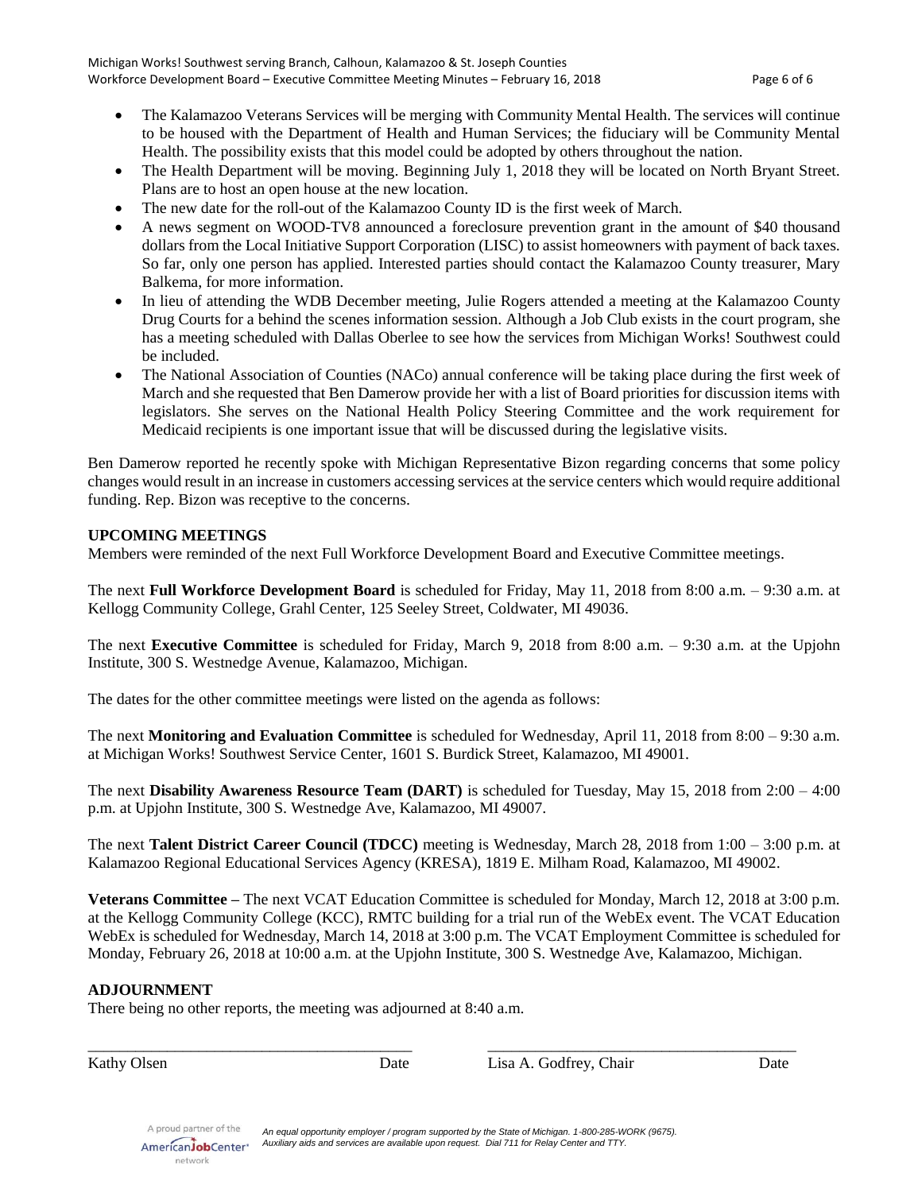- The Kalamazoo Veterans Services will be merging with Community Mental Health. The services will continue to be housed with the Department of Health and Human Services; the fiduciary will be Community Mental Health. The possibility exists that this model could be adopted by others throughout the nation.
- The Health Department will be moving. Beginning July 1, 2018 they will be located on North Bryant Street. Plans are to host an open house at the new location.
- The new date for the roll-out of the Kalamazoo County ID is the first week of March.
- A news segment on WOOD-TV8 announced a foreclosure prevention grant in the amount of $40 thousand dollars from the Local Initiative Support Corporation (LISC) to assist homeowners with payment of back taxes. So far, only one person has applied. Interested parties should contact the Kalamazoo County treasurer, Mary Balkema, for more information.
- In lieu of attending the WDB December meeting, Julie Rogers attended a meeting at the Kalamazoo County Drug Courts for a behind the scenes information session. Although a Job Club exists in the court program, she has a meeting scheduled with Dallas Oberlee to see how the services from Michigan Works! Southwest could be included.
- The National Association of Counties (NACo) annual conference will be taking place during the first week of March and she requested that Ben Damerow provide her with a list of Board priorities for discussion items with legislators. She serves on the National Health Policy Steering Committee and the work requirement for Medicaid recipients is one important issue that will be discussed during the legislative visits.

Ben Damerow reported he recently spoke with Michigan Representative Bizon regarding concerns that some policy changes would result in an increase in customers accessing services at the service centers which would require additional funding. Rep. Bizon was receptive to the concerns.

**UPCOMING MEETINGS**

Members were reminded of the next Full Workforce Development Board and Executive Committee meetings.

The next **Full Workforce Development Board** is scheduled for Friday, May 11, 2018 from 8:00 a.m. – 9:30 a.m. at Kellogg Community College, Grahl Center, 125 Seeley Street, Coldwater, MI 49036.

The next **Executive Committee** is scheduled for Friday, March 9, 2018 from 8:00 a.m. – 9:30 a.m. at the Upjohn Institute, 300 S. Westnedge Avenue, Kalamazoo, Michigan.

The dates for the other committee meetings were listed on the agenda as follows:

The next **Monitoring and Evaluation Committee** is scheduled for Wednesday, April 11, 2018 from 8:00 – 9:30 a.m. at Michigan Works! Southwest Service Center, 1601 S. Burdick Street, Kalamazoo, MI 49001.

The next **Disability Awareness Resource Team (DART)** is scheduled for Tuesday, May 15, 2018 from 2:00 – 4:00 p.m. at Upjohn Institute, 300 S. Westnedge Ave, Kalamazoo, MI 49007.

The next **Talent District Career Council (TDCC)** meeting is Wednesday, March 28, 2018 from 1:00 – 3:00 p.m. at Kalamazoo Regional Educational Services Agency (KRESA), 1819 E. Milham Road, Kalamazoo, MI 49002.

**Veterans Committee –** The next VCAT Education Committee is scheduled for Monday, March 12, 2018 at 3:00 p.m. at the Kellogg Community College (KCC), RMTC building for a trial run of the WebEx event. The VCAT Education WebEx is scheduled for Wednesday, March 14, 2018 at 3:00 p.m. The VCAT Employment Committee is scheduled for Monday, February 26, 2018 at 10:00 a.m. at the Upjohn Institute, 300 S. Westnedge Ave, Kalamazoo, Michigan.

**ADJOURNMENT**

There being no other reports, the meeting was adjourned at 8:40 a.m.

_______________________________________ _______________________________________

Kathy Olsen Date Lisa A. Godfrey, Chair Date

A proud partner of the AmericanJobCenter network

*An equal opportunity employer / program supported by the State of Michigan. 1-800-285-WORK (9675). Auxiliary aids and services are available upon request. Dial 711 for Relay Center and TTY.*